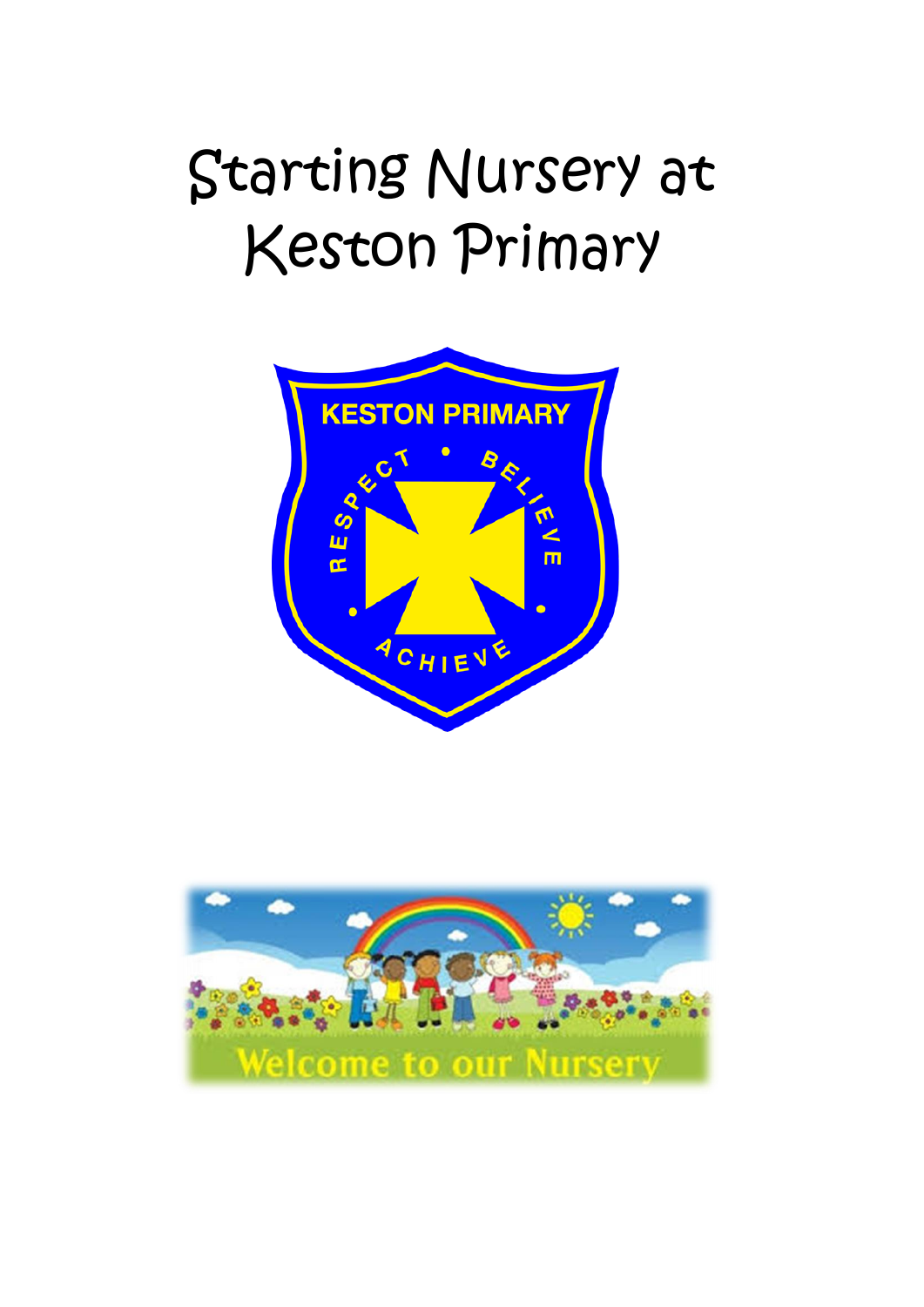# Starting Nursery at Keston Primary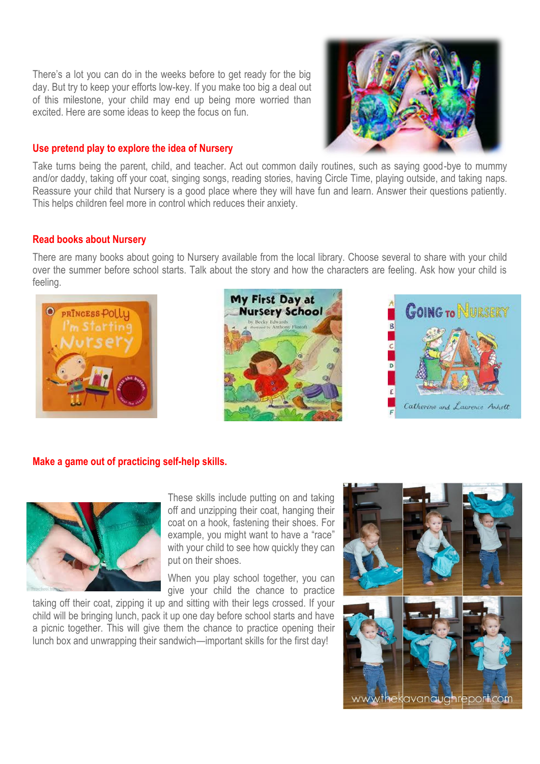There's a lot you can do in the weeks before to get ready for the big day. But try to keep your efforts low-key. If you make too big a deal out of this milestone, your child may end up being more worried than excited. Here are some ideas to keep the focus on fun.

## Use pretend play to explore the idea of Nursery

Take turns being the parent, child, and teacher. Act out common daily routines, such as saying good-bye to mummy and/or daddy, taking off your coat, singing songs, reading stories, having Circle Time, playing outside, and taking naps. Reassure your child that Nursery is a good place where they will have fun and learn. Answer their questions patiently. This helps children feel more in control which reduces their anxiety.

## Read books about Nursery

There are many books about going to Nursery available from the local library. Choose several to share with your child over the summer before school starts. Talk about the story and how the characters are feeling. Ask how your child is feeling.

## Make a game out of practicing self-help skills.

These skills include putting on and taking off and unzipping their coat, hanging their coat on a hook, fastening their shoes. For example, you might want to have a "race" with your child to see how quickly they can put on their shoes.

When you play school together, you can give your child the chance to practice taking off their coat, zipping it up and sitting with their legs crossed. If your child will be bringing lunch, pack it up one day before school starts and have a picnic together. This will give them the chance to practice opening their lunch box and unwrapping their sandwich—important skills for the first day!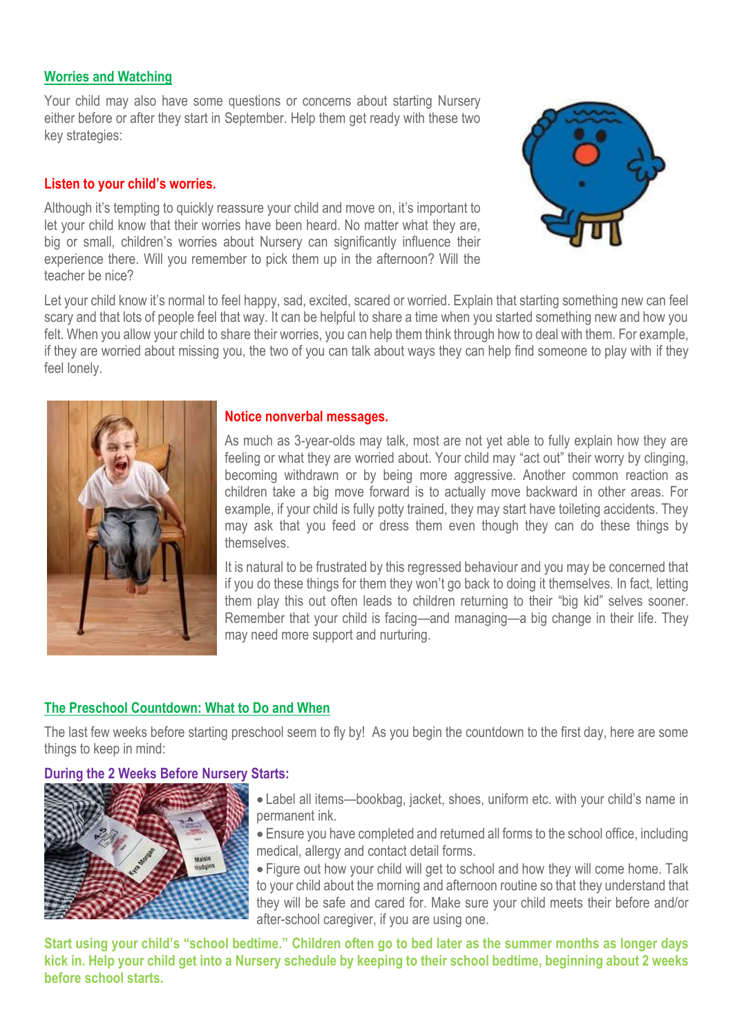## Worries and Watching

Your child may also have some questions or concerns about starting Nursery either before or after they start in September. Help them get ready with these two key strategies:

### Listen to your child's worries.

Although it's tempting to quickly reassure your child and move on, it's important to let your child know that their worries have been heard. No matter what they are, big or small, children's worries about Nursery can significantly influence their experience there. Will you remember to pick them up in the afternoon? Will the teacher be nice?

Let your child know it's normal to feel happy, sad, excited, scared or worried. Explain that starting something new can feel scary and that lots of people feel that way. It can be helpful to share a time when you started something new and how you felt. When you allow your child to share their worries, you can help them think through how to deal with them. For example, if they are worried about missing you, the two of you can talk about ways they can help find someone to play with if they feel lonely.

### Notice nonverbal messages.

As much as 3-year-olds may talk, most are not yet able to fully explain how they are feeling or what they are worried about. Your child may "act out" their worry by clinging, becoming withdrawn or by being more aggressive. Another common reaction as children take a big move forward is to actually move backward in other areas. For example, if your child is fully potty trained, they may start have toileting accidents. They may ask that you feed or dress them even though they can do these things by themselves.

It is natural to be frustrated by this regressed behaviour and you may be concerned that if you do these things for them they won't go back to doing it themselves. In fact, letting them play this out often leads to children returning to their "big kid" selves sooner. Remember that your child is facing—and managing—a big change in their life. They may need more support and nurturing.

## The Preschool Countdown: What to Do and When

The last few weeks before starting preschool seem to fly by! As you begin the countdown to the first day, here are some things to keep in mind:

### During the 2 Weeks Before Nursery Starts:

- Label all items—bookbag, jacket, shoes, uniform etc. with your child's name in permanent ink.
- Ensure you have completed and returned all forms to the school office, including medical, allergy and contact detail forms.
- Figure out how your child will get to school and how they will come home. Talk to your child about the morning and afternoon routine so that they understand that they will be safe and cared for. Make sure your child meets their before and/or after-school caregiver, if you are using one.

**Start using your child's "school bedtime." Children often go to bed later as the summer months as longer days kick in. Help your child get into a Nursery schedule by keeping to their school bedtime, beginning about 2 weeks before school starts.**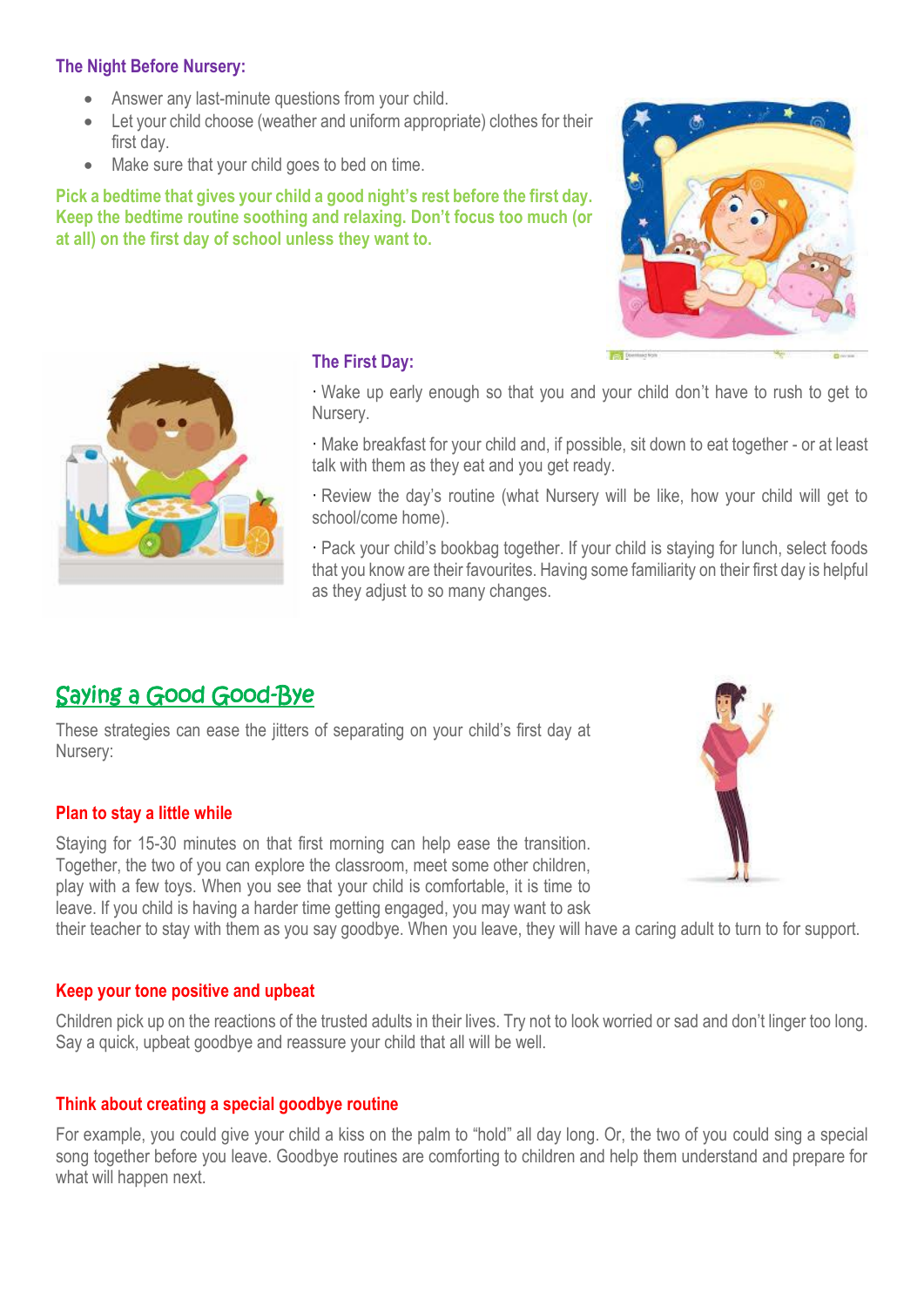### The Night Before Nursery:

- Answer any last-minute questions from your child.
- Let your child choose (weather and uniform appropriate) clothes for their first day.
- Make sure that your child goes to bed on time.

**Pick a bedtime that gives your child a good night's rest before the first day. Keep the bedtime routine soothing and relaxing. Don't focus too much (or at all) on the first day of school unless they want to.**

### The First Day:

· Wake up early enough so that you and your child don't have to rush to get to Nursery.

· Make breakfast for your child and, if possible, sit down to eat together - or at least talk with them as they eat and you get ready.

· Review the day's routine (what Nursery will be like, how your child will get to school/come home).

· Pack your child's bookbag together. If your child is staying for lunch, select foods that you know are their favourites. Having some familiarity on their first day is helpful as they adjust to so many changes.

## Saying a Good Good-Bye

These strategies can ease the jitters of separating on your child's first day at Nursery:

### Plan to stay a little while

Staying for 15-30 minutes on that first morning can help ease the transition. Together, the two of you can explore the classroom, meet some other children, play with a few toys. When you see that your child is comfortable, it is time to leave. If you child is having a harder time getting engaged, you may want to ask their teacher to stay with them as you say goodbye. When you leave, they will have a caring adult to turn to for support.

### Keep your tone positive and upbeat

Children pick up on the reactions of the trusted adults in their lives. Try not to look worried or sad and don't linger too long. Say a quick, upbeat goodbye and reassure your child that all will be well.

### Think about creating a special goodbye routine

For example, you could give your child a kiss on the palm to "hold" all day long. Or, the two of you could sing a special song together before you leave. Goodbye routines are comforting to children and help them understand and prepare for what will happen next.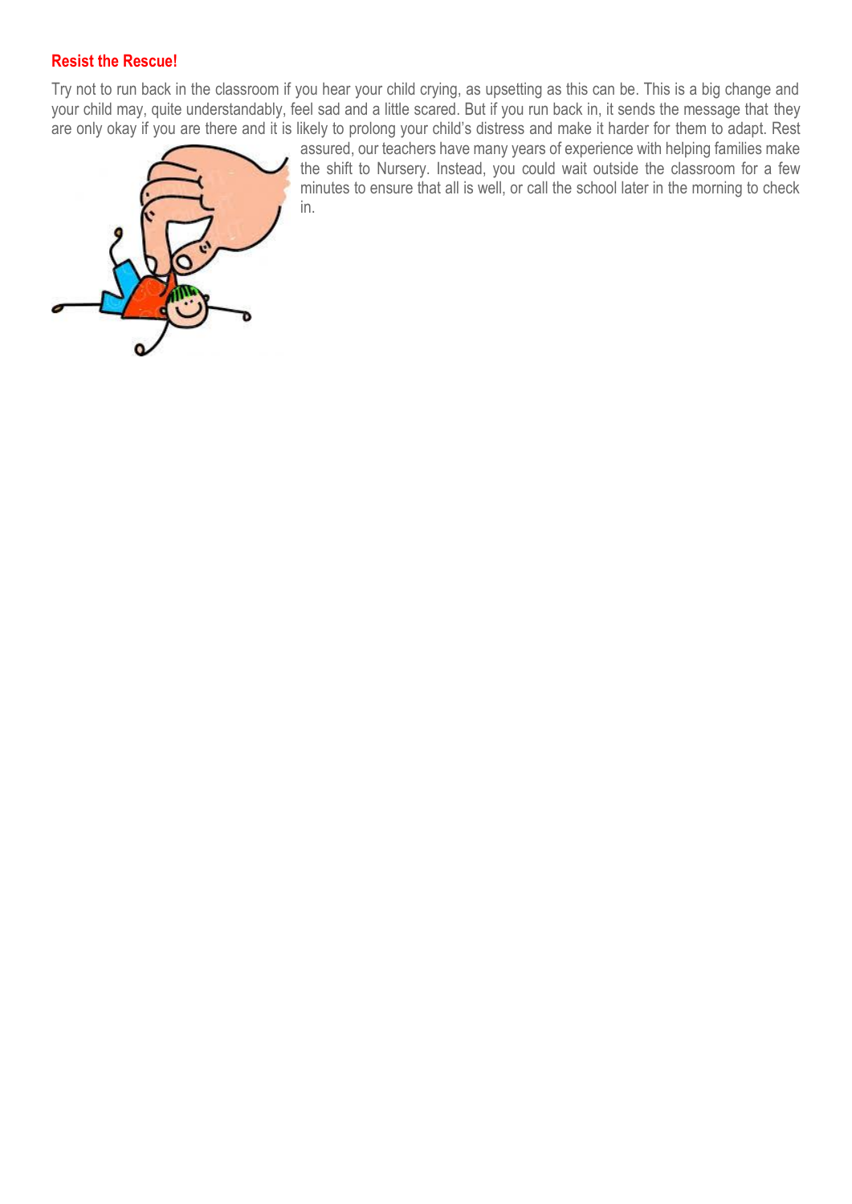**Resist the Rescue!**

Try not to run back in the classroom if you hear your child crying, as upsetting as this can be. This is a big change and your child may, quite understandably, feel sad and a little scared. But if you run back in, it sends the message that they are only okay if you are there and it is likely to prolong your child's distress and make it harder for them to adapt. Rest assured, our teachers have many years of experience with helping families make the shift to Nursery. Instead, you could wait outside the classroom for a few minutes to ensure that all is well, or call the school later in the morning to check in.